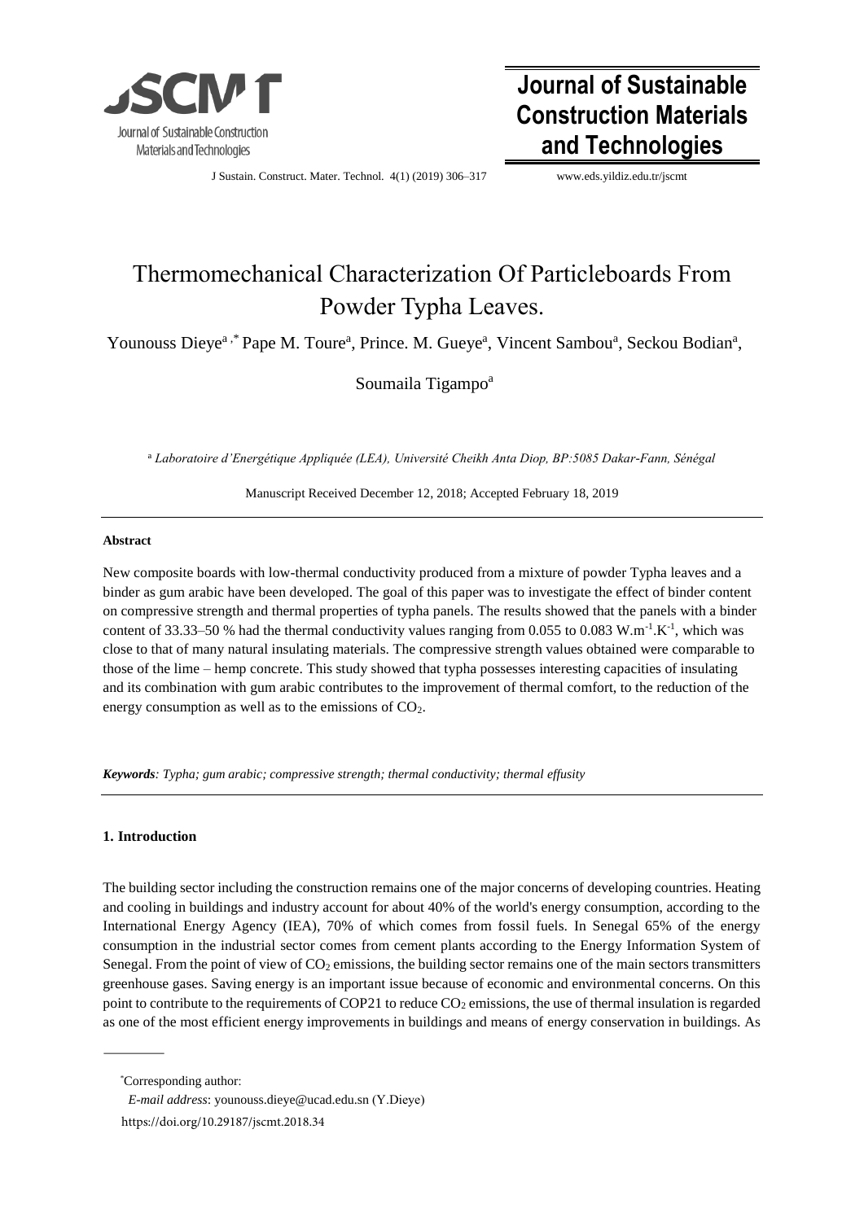# Thermomechanical Characterization Of Particleboards From Powder Typha Leaves.

Younouss Dieye[a,*] Pape M. Toure[a], Prince. M. Gueye[a], Vincent Sambou[a], Seckou Bodian[a], Soumaila Tigampo[a]

[a] *Laboratoire d'Energétique Appliquée (LEA), Université Cheikh Anta Diop, BP:5085 Dakar-Fann, Sénégal*

Manuscript Received December 12, 2018; Accepted February 18, 2019

---

**Abstract**

New composite boards with low-thermal conductivity produced from a mixture of powder Typha leaves and a binder as gum arabic have been developed. The goal of this paper was to investigate the effect of binder content on compressive strength and thermal properties of typha panels. The results showed that the panels with a binder content of 33.33–50 % had the thermal conductivity values ranging from 0.055 to 0.083 $W.m^{-1}.K^{-1}$, which was close to that of many natural insulating materials. The compressive strength values obtained were comparable to those of the lime – hemp concrete. This study showed that typha possesses interesting capacities of insulating and its combination with gum arabic contributes to the improvement of thermal comfort, to the reduction of the energy consumption as well as to the emissions of $CO_2$.

***Keywords****: Typha; gum arabic; compressive strength; thermal conductivity; thermal effusity*

---

## 1. Introduction

The building sector including the construction remains one of the major concerns of developing countries. Heating and cooling in buildings and industry account for about 40% of the world's energy consumption, according to the International Energy Agency (IEA), 70% of which comes from fossil fuels. In Senegal 65% of the energy consumption in the industrial sector comes from cement plants according to the Energy Information System of Senegal. From the point of view of $CO_2$ emissions, the building sector remains one of the main sectors transmitters greenhouse gases. Saving energy is an important issue because of economic and environmental concerns. On this point to contribute to the requirements of COP21 to reduce $CO_2$ emissions, the use of thermal insulation is regarded as one of the most efficient energy improvements in buildings and means of energy conservation in buildings. As

---

*Corresponding author:

*E-mail address*: younouss.dieye@ucad.edu.sn (Y.Dieye)

https://doi.org/10.29187/jscmt.2018.34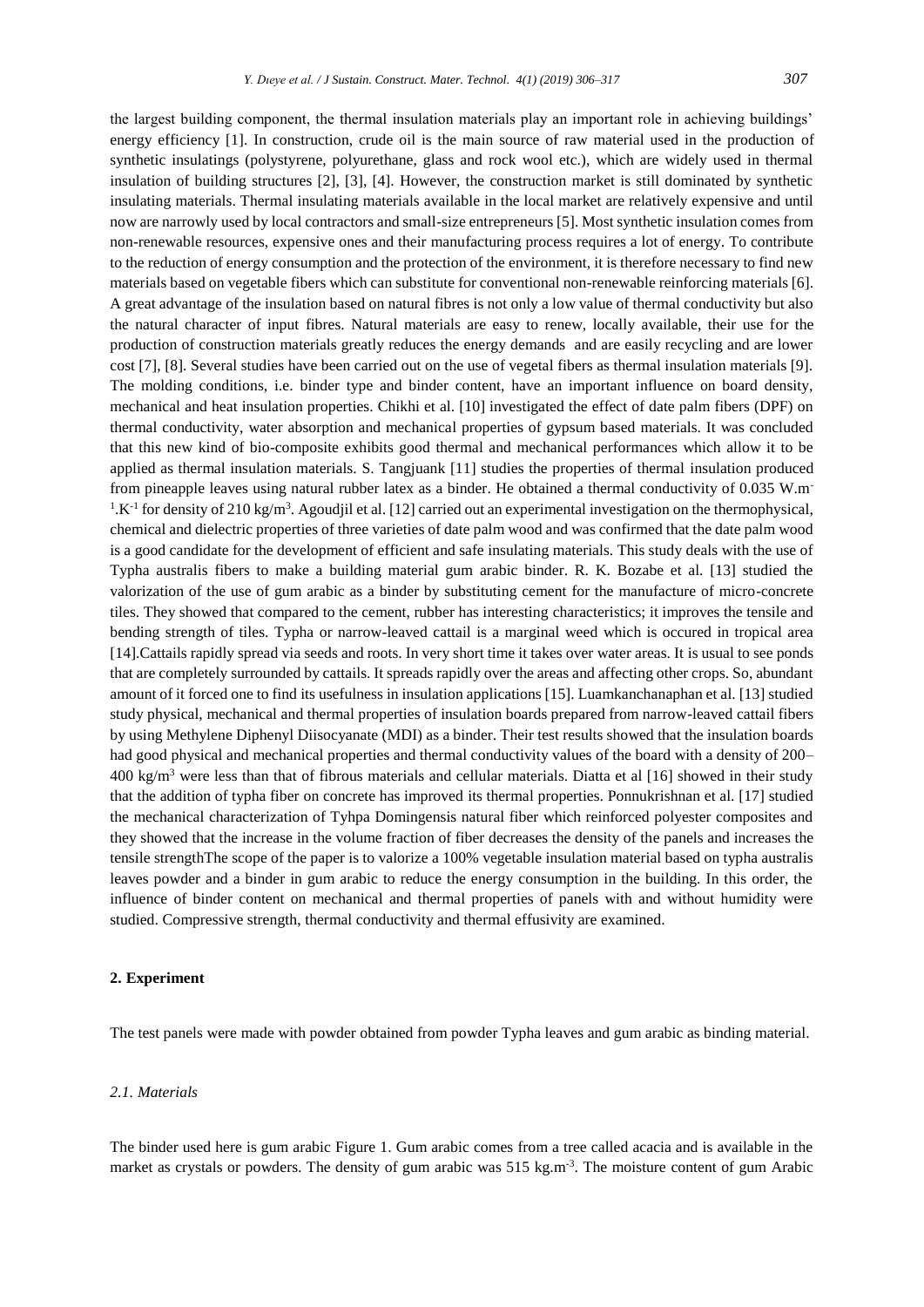the largest building component, the thermal insulation materials play an important role in achieving buildings' energy efficiency [1]. In construction, crude oil is the main source of raw material used in the production of synthetic insulatings (polystyrene, polyurethane, glass and rock wool etc.), which are widely used in thermal insulation of building structures [2], [3], [4]. However, the construction market is still dominated by synthetic insulating materials. Thermal insulating materials available in the local market are relatively expensive and until now are narrowly used by local contractors and small-size entrepreneurs [5]. Most synthetic insulation comes from non-renewable resources, expensive ones and their manufacturing process requires a lot of energy. To contribute to the reduction of energy consumption and the protection of the environment, it is therefore necessary to find new materials based on vegetable fibers which can substitute for conventional non-renewable reinforcing materials [6]. A great advantage of the insulation based on natural fibres is not only a low value of thermal conductivity but also the natural character of input fibres. Natural materials are easy to renew, locally available, their use for the production of construction materials greatly reduces the energy demands and are easily recycling and are lower cost [7], [8]. Several studies have been carried out on the use of vegetal fibers as thermal insulation materials [9]. The molding conditions, i.e. binder type and binder content, have an important influence on board density, mechanical and heat insulation properties. Chikhi et al. [10] investigated the effect of date palm fibers (DPF) on thermal conductivity, water absorption and mechanical properties of gypsum based materials. It was concluded that this new kind of bio-composite exhibits good thermal and mechanical performances which allow it to be applied as thermal insulation materials. S. Tangjuank [11] studies the properties of thermal insulation produced from pineapple leaves using natural rubber latex as a binder. He obtained a thermal conductivity of 0.035 $W.m^{-1}.K^{-1}$ for density of 210 $kg/m^3$. Agoudjil et al. [12] carried out an experimental investigation on the thermophysical, chemical and dielectric properties of three varieties of date palm wood and was confirmed that the date palm wood is a good candidate for the development of efficient and safe insulating materials. This study deals with the use of Typha australis fibers to make a building material gum arabic binder. R. K. Bozabe et al. [13] studied the valorization of the use of gum arabic as a binder by substituting cement for the manufacture of micro-concrete tiles. They showed that compared to the cement, rubber has interesting characteristics; it improves the tensile and bending strength of tiles. Typha or narrow-leaved cattail is a marginal weed which is occured in tropical area [14].Cattails rapidly spread via seeds and roots. In very short time it takes over water areas. It is usual to see ponds that are completely surrounded by cattails. It spreads rapidly over the areas and affecting other crops. So, abundant amount of it forced one to find its usefulness in insulation applications [15]. Luamkanchanaphan et al. [13] studied study physical, mechanical and thermal properties of insulation boards prepared from narrow-leaved cattail fibers by using Methylene Diphenyl Diisocyanate (MDI) as a binder. Their test results showed that the insulation boards had good physical and mechanical properties and thermal conductivity values of the board with a density of 200–400 $kg/m^3$ were less than that of fibrous materials and cellular materials. Diatta et al [16] showed in their study that the addition of typha fiber on concrete has improved its thermal properties. Ponnukrishnan et al. [17] studied the mechanical characterization of Tyhpa Domingensis natural fiber which reinforced polyester composites and they showed that the increase in the volume fraction of fiber decreases the density of the panels and increases the tensile strengthThe scope of the paper is to valorize a 100% vegetable insulation material based on typha australis leaves powder and a binder in gum arabic to reduce the energy consumption in the building. In this order, the influence of binder content on mechanical and thermal properties of panels with and without humidity were studied. Compressive strength, thermal conductivity and thermal effusivity are examined.

## 2. Experiment

The test panels were made with powder obtained from powder Typha leaves and gum arabic as binding material.

### *2.1. Materials*

The binder used here is gum arabic Figure 1. Gum arabic comes from a tree called acacia and is available in the market as crystals or powders. The density of gum arabic was 515 $kg.m^{-3}$. The moisture content of gum Arabic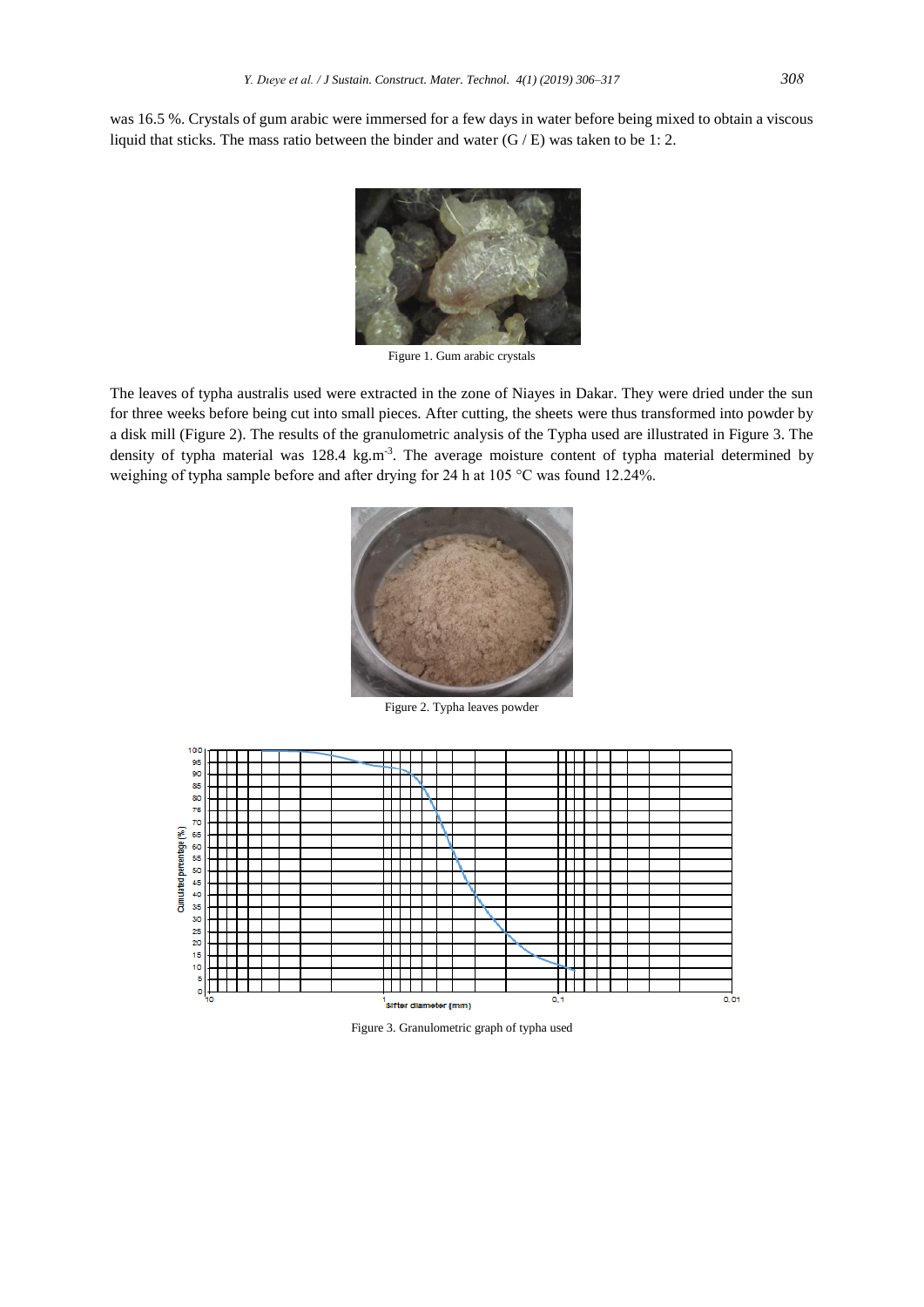was 16.5 %. Crystals of gum arabic were immersed for a few days in water before being mixed to obtain a viscous liquid that sticks. The mass ratio between the binder and water (G / E) was taken to be 1: 2.

Figure 1. Gum arabic crystals

The leaves of typha australis used were extracted in the zone of Niayes in Dakar. They were dried under the sun for three weeks before being cut into small pieces. After cutting, the sheets were thus transformed into powder by a disk mill (Figure 2). The results of the granulometric analysis of the Typha used are illustrated in Figure 3. The density of typha material was 128.4 $kg.m^{-3}$. The average moisture content of typha material determined by weighing of typha sample before and after drying for 24 h at 105 °C was found 12.24%.

Figure 2. Typha leaves powder

Figure 3. Granulometric graph of typha used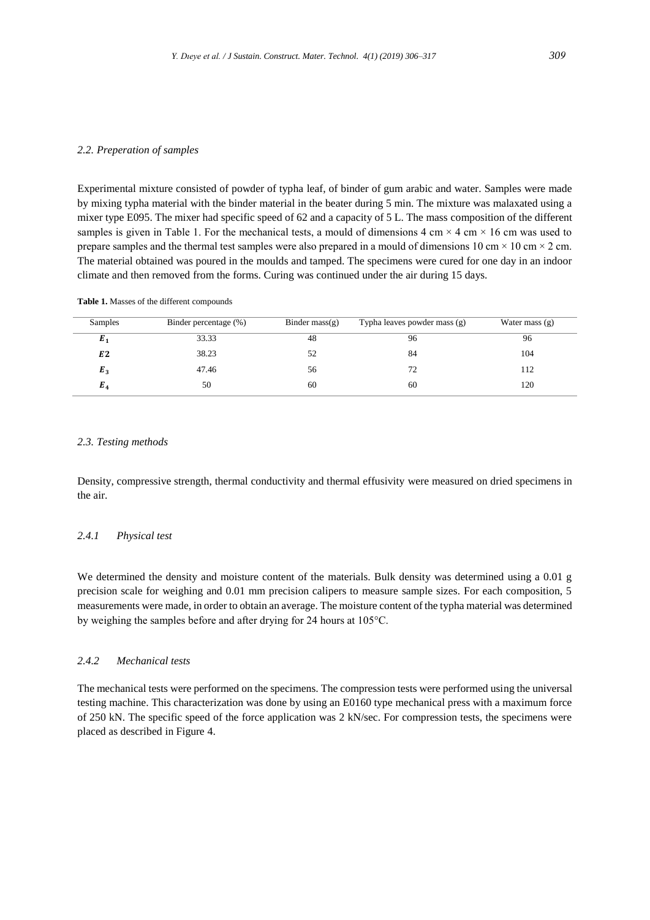### 2.2. Preperation of samples

Experimental mixture consisted of powder of typha leaf, of binder of gum arabic and water. Samples were made by mixing typha material with the binder material in the beater during 5 min. The mixture was malaxated using a mixer type E095. The mixer had specific speed of 62 and a capacity of 5 L. The mass composition of the different samples is given in Table 1. For the mechanical tests, a mould of dimensions 4 cm × 4 cm × 16 cm was used to prepare samples and the thermal test samples were also prepared in a mould of dimensions 10 cm × 10 cm × 2 cm. The material obtained was poured in the moulds and tamped. The specimens were cured for one day in an indoor climate and then removed from the forms. Curing was continued under the air during 15 days.

**Table 1.** Masses of the different compounds

| Samples | Binder percentage (%) | Binder mass(g) | Typha leaves powder mass (g) | Water mass (g) |
|---|---|---|---|---|
| $E_1$ | 33.33 | 48 | 96 | 96 |
| $E2$ | 38.23 | 52 | 84 | 104 |
| $E_3$ | 47.46 | 56 | 72 | 112 |
| $E_4$ | 50 | 60 | 60 | 120 |

### 2.3. Testing methods

Density, compressive strength, thermal conductivity and thermal effusivity were measured on dried specimens in the air.

#### 2.4.1 Physical test

We determined the density and moisture content of the materials. Bulk density was determined using a 0.01 g precision scale for weighing and 0.01 mm precision calipers to measure sample sizes. For each composition, 5 measurements were made, in order to obtain an average. The moisture content of the typha material was determined by weighing the samples before and after drying for 24 hours at 105°C.

#### 2.4.2 Mechanical tests

The mechanical tests were performed on the specimens. The compression tests were performed using the universal testing machine. This characterization was done by using an E0160 type mechanical press with a maximum force of 250 kN. The specific speed of the force application was 2 kN/sec. For compression tests, the specimens were placed as described in Figure 4.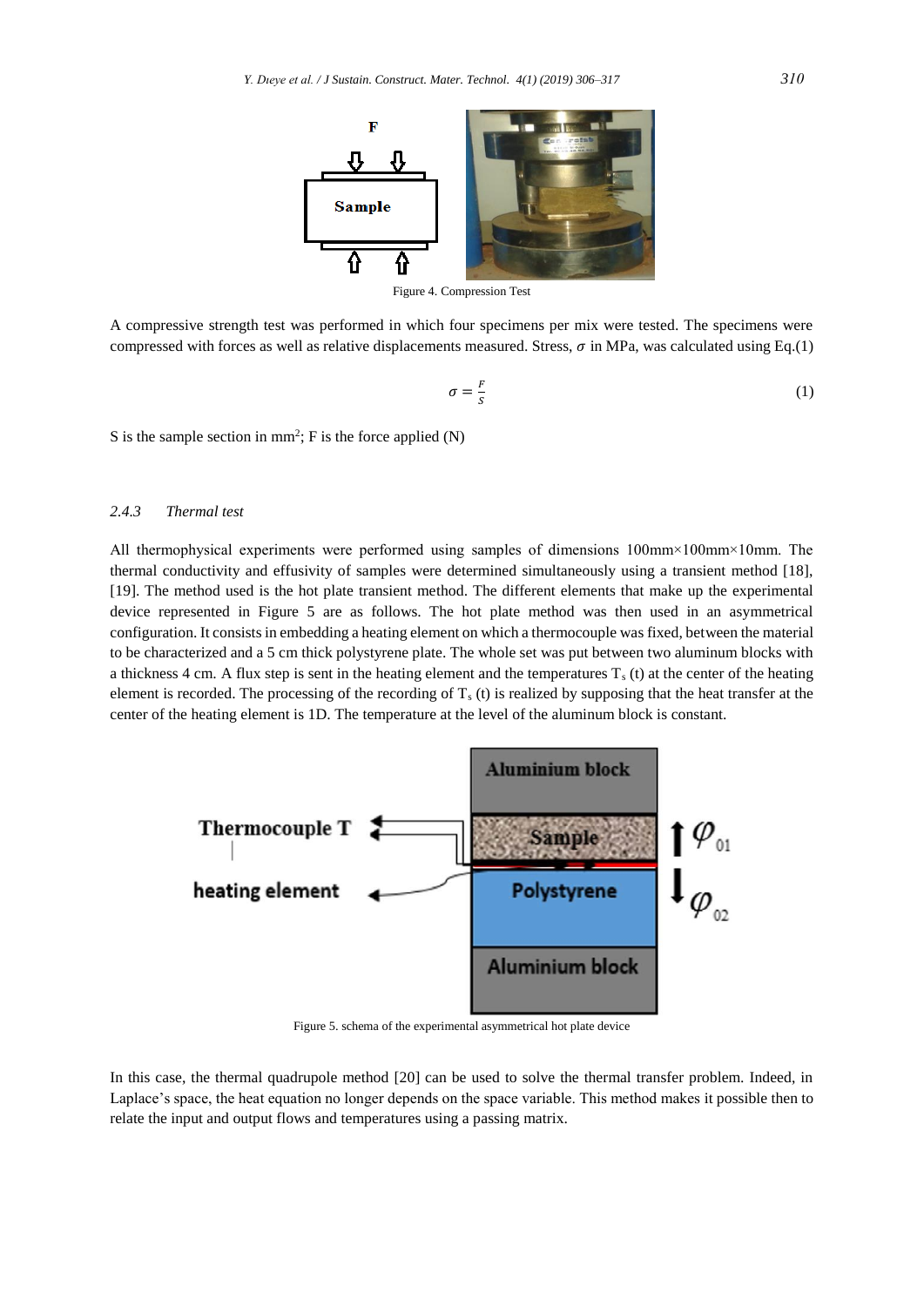Figure 4. Compression Test

A compressive strength test was performed in which four specimens per mix were tested. The specimens were compressed with forces as well as relative displacements measured. Stress, $\sigma$ in MPa, was calculated using Eq.(1)

$$\sigma = \frac{F}{S} \tag{1}$$

S is the sample section in mm$^2$; F is the force applied (N)

#### 2.4.3 Thermal test

All thermophysical experiments were performed using samples of dimensions 100mm×100mm×10mm. The thermal conductivity and effusivity of samples were determined simultaneously using a transient method [18], [19]. The method used is the hot plate transient method. The different elements that make up the experimental device represented in Figure 5 are as follows. The hot plate method was then used in an asymmetrical configuration. It consists in embedding a heating element on which a thermocouple was fixed, between the material to be characterized and a 5 cm thick polystyrene plate. The whole set was put between two aluminum blocks with a thickness 4 cm. A flux step is sent in the heating element and the temperatures $T_s$ (t) at the center of the heating element is recorded. The processing of the recording of $T_s$ (t) is realized by supposing that the heat transfer at the center of the heating element is 1D. The temperature at the level of the aluminum block is constant.

Figure 5. schema of the experimental asymmetrical hot plate device

In this case, the thermal quadrupole method [20] can be used to solve the thermal transfer problem. Indeed, in Laplace's space, the heat equation no longer depends on the space variable. This method makes it possible then to relate the input and output flows and temperatures using a passing matrix.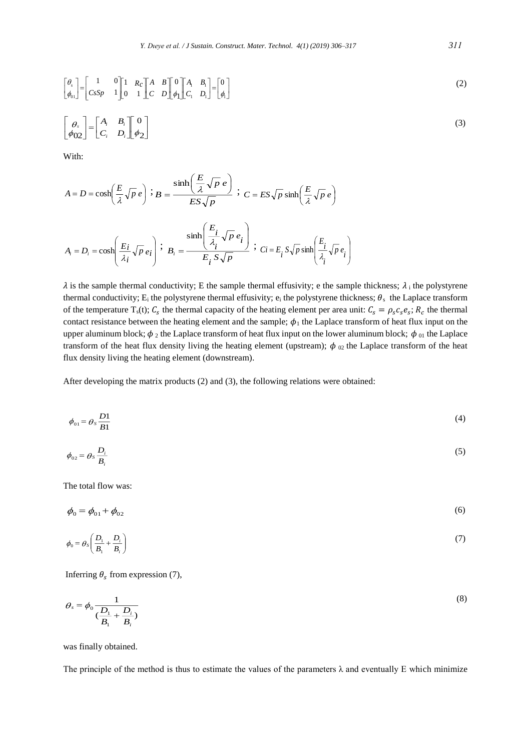$$\begin{bmatrix} \theta_s \\ \phi_{01} \end{bmatrix} = \begin{bmatrix} 1 & 0 \\ CsSp & 1 \end{bmatrix} \begin{bmatrix} 1 & R_C \\ 0 & 1 \end{bmatrix} \begin{bmatrix} A & B \\ C & D \end{bmatrix} \begin{bmatrix} 0 \\ \phi_1 \end{bmatrix} \begin{bmatrix} A_1 & B_1 \\ C_1 & D_1 \end{bmatrix} = \begin{bmatrix} 0 \\ \phi_1 \end{bmatrix} \tag{2}$$

$$\begin{bmatrix} \theta_s \\ \phi_{02} \end{bmatrix} = \begin{bmatrix} A_i & B_i \\ C_i & D_i \end{bmatrix} \begin{bmatrix} 0 \\ \phi_2 \end{bmatrix} \tag{3}$$

With:

$$A = D = \cosh\left(\frac{E}{\lambda}\sqrt{p}\, e\right) \; ; B = \frac{\sinh\left(\frac{E}{\lambda}\sqrt{p}\, e\right)}{ES\sqrt{p}} \; ; \; C = ES\sqrt{p}\sinh\left(\frac{E}{\lambda}\sqrt{p}\, e\right)$$

$$A_i = D_i = \cosh\left(\frac{Ei}{\lambda i}\sqrt{p}\, e_i\right) \; ; \; B_i = \frac{\sinh\left(\frac{E_i}{\lambda_i}\sqrt{p}\, e_i\right)}{E_i S\sqrt{p}} \; ; \; Ci = E_i S\sqrt{p}\sinh\left(\frac{E_i}{\lambda_i}\sqrt{p}\, e_i\right)$$

$\lambda$ is the sample thermal conductivity; E the sample thermal effusivity; e the sample thickness; $\lambda_i$ the polystyrene thermal conductivity; $E_i$ the polystyrene thermal effusivity; $e_i$ the polystyrene thickness; $\theta_s$ the Laplace transform of the temperature $T_s(t)$; $C_s$ the thermal capacity of the heating element per area unit: $C_s = \rho_s c_s e_s$; $R_c$ the thermal contact resistance between the heating element and the sample; $\phi_1$ the Laplace transform of heat flux input on the upper aluminum block; $\phi_2$ the Laplace transform of heat flux input on the lower aluminum block; $\phi_{01}$ the Laplace transform of the heat flux density living the heating element (upstream); $\phi_{02}$ the Laplace transform of the heat flux density living the heating element (downstream).

After developing the matrix products (2) and (3), the following relations were obtained:

$$\phi_{01} = \theta_S \frac{D1}{B1} \tag{4}$$

$$\phi_{02} = \theta_S \frac{D_i}{B_i} \tag{5}$$

The total flow was:

$$\phi_0 = \phi_{01} + \phi_{02} \tag{6}$$

$$\phi_0 = \theta_S \left(\frac{D_1}{B_1} + \frac{D_i}{B_i}\right) \tag{7}$$

Inferring $\theta_s$ from expression (7),

$$\theta_s = \phi_0 \frac{1}{(\frac{D_1}{B_1} + \frac{D_i}{B_i})} \tag{8}$$

was finally obtained.

The principle of the method is thus to estimate the values of the parameters λ and eventually E which minimize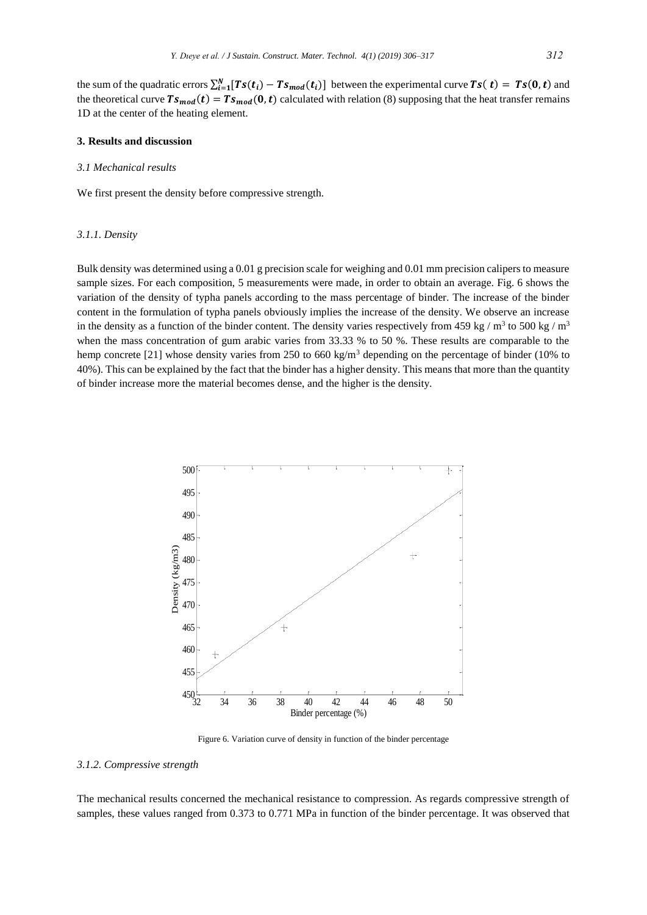the sum of the quadratic errors $\sum_{i=1}^{N}[\boldsymbol{Ts(t_i)} - \boldsymbol{Ts_{mod}(t_i)}]$ between the experimental curve $\boldsymbol{Ts(\ t) = Ts(0,t)}$ and the theoretical curve $\boldsymbol{Ts_{mod}(t) = Ts_{mod}(0,t)}$ calculated with relation (8) supposing that the heat transfer remains 1D at the center of the heating element.

## 3. Results and discussion

### *3.1 Mechanical results*

We first present the density before compressive strength.

#### *3.1.1. Density*

Bulk density was determined using a 0.01 g precision scale for weighing and 0.01 mm precision calipers to measure sample sizes. For each composition, 5 measurements were made, in order to obtain an average. Fig. 6 shows the variation of the density of typha panels according to the mass percentage of binder. The increase of the binder content in the formulation of typha panels obviously implies the increase of the density. We observe an increase in the density as a function of the binder content. The density varies respectively from 459 kg / m$^3$ to 500 kg / m$^3$ when the mass concentration of gum arabic varies from 33.33 % to 50 %. These results are comparable to the hemp concrete [21] whose density varies from 250 to 660 kg/m$^3$ depending on the percentage of binder (10% to 40%). This can be explained by the fact that the binder has a higher density. This means that more than the quantity of binder increase more the material becomes dense, and the higher is the density.

Figure 6. Variation curve of density in function of the binder percentage

#### *3.1.2. Compressive strength*

The mechanical results concerned the mechanical resistance to compression. As regards compressive strength of samples, these values ranged from 0.373 to 0.771 MPa in function of the binder percentage. It was observed that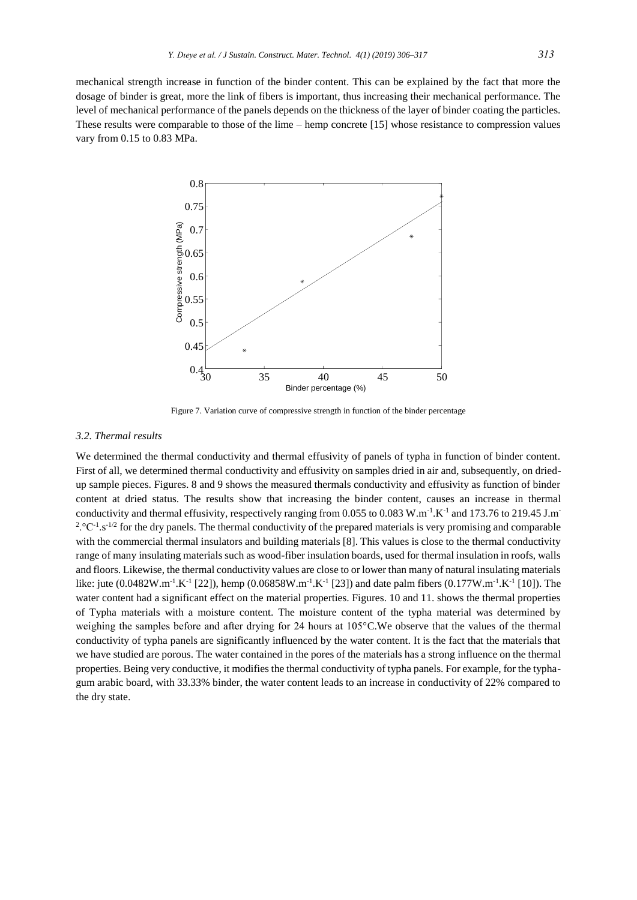mechanical strength increase in function of the binder content. This can be explained by the fact that more the dosage of binder is great, more the link of fibers is important, thus increasing their mechanical performance. The level of mechanical performance of the panels depends on the thickness of the layer of binder coating the particles. These results were comparable to those of the lime – hemp concrete [15] whose resistance to compression values vary from 0.15 to 0.83 MPa.

Figure 7. Variation curve of compressive strength in function of the binder percentage

### 3.2. Thermal results

We determined the thermal conductivity and thermal effusivity of panels of typha in function of binder content. First of all, we determined thermal conductivity and effusivity on samples dried in air and, subsequently, on dried-up sample pieces. Figures. 8 and 9 shows the measured thermals conductivity and effusivity as function of binder content at dried status. The results show that increasing the binder content, causes an increase in thermal conductivity and thermal effusivity, respectively ranging from 0.055 to 0.083 $W.m^{-1}.K^{-1}$ and 173.76 to 219.45 $J.m^{-2}.°C^{-1}.s^{-1/2}$ for the dry panels. The thermal conductivity of the prepared materials is very promising and comparable with the commercial thermal insulators and building materials [8]. This values is close to the thermal conductivity range of many insulating materials such as wood-fiber insulation boards, used for thermal insulation in roofs, walls and floors. Likewise, the thermal conductivity values are close to or lower than many of natural insulating materials like: jute (0.0482$W.m^{-1}.K^{-1}$ [22]), hemp (0.06858$W.m^{-1}.K^{-1}$ [23]) and date palm fibers (0.177$W.m^{-1}.K^{-1}$ [10]). The water content had a significant effect on the material properties. Figures. 10 and 11. shows the thermal properties of Typha materials with a moisture content. The moisture content of the typha material was determined by weighing the samples before and after drying for 24 hours at 105°C.We observe that the values of the thermal conductivity of typha panels are significantly influenced by the water content. It is the fact that the materials that we have studied are porous. The water contained in the pores of the materials has a strong influence on the thermal properties. Being very conductive, it modifies the thermal conductivity of typha panels. For example, for the typha-gum arabic board, with 33.33% binder, the water content leads to an increase in conductivity of 22% compared to the dry state.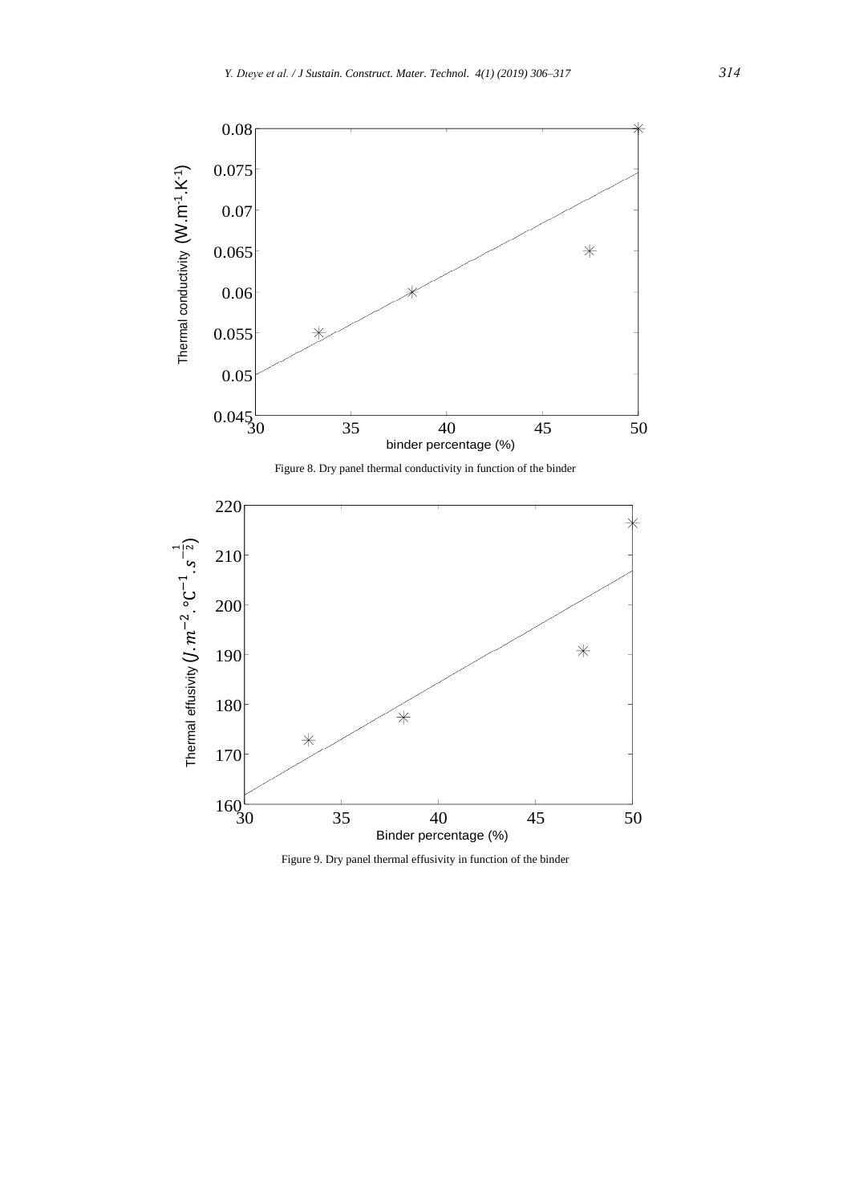Figure 8. Dry panel thermal conductivity in function of the binder

Figure 9. Dry panel thermal effusivity in function of the binder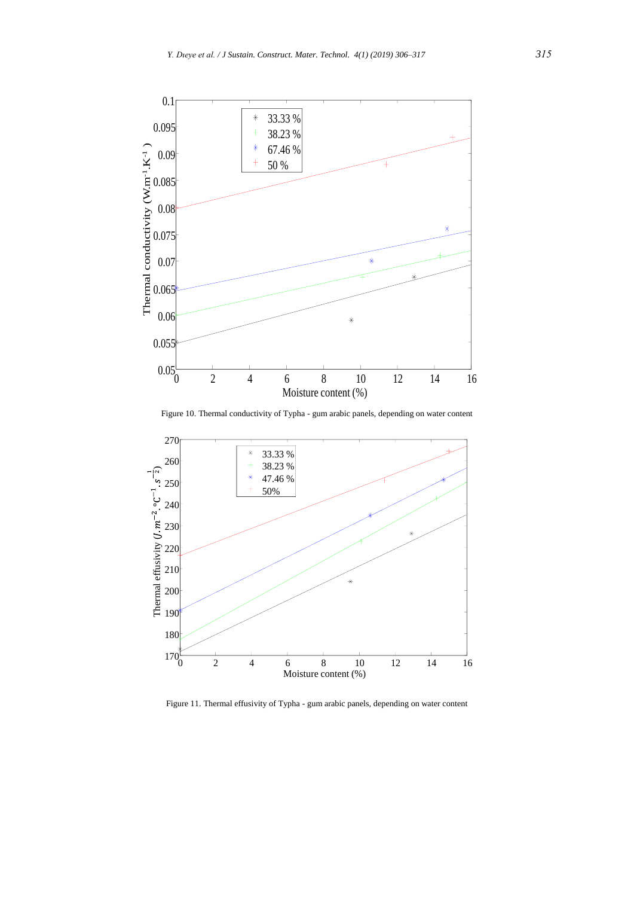Figure 10. Thermal conductivity of Typha - gum arabic panels, depending on water content

Figure 11. Thermal effusivity of Typha - gum arabic panels, depending on water content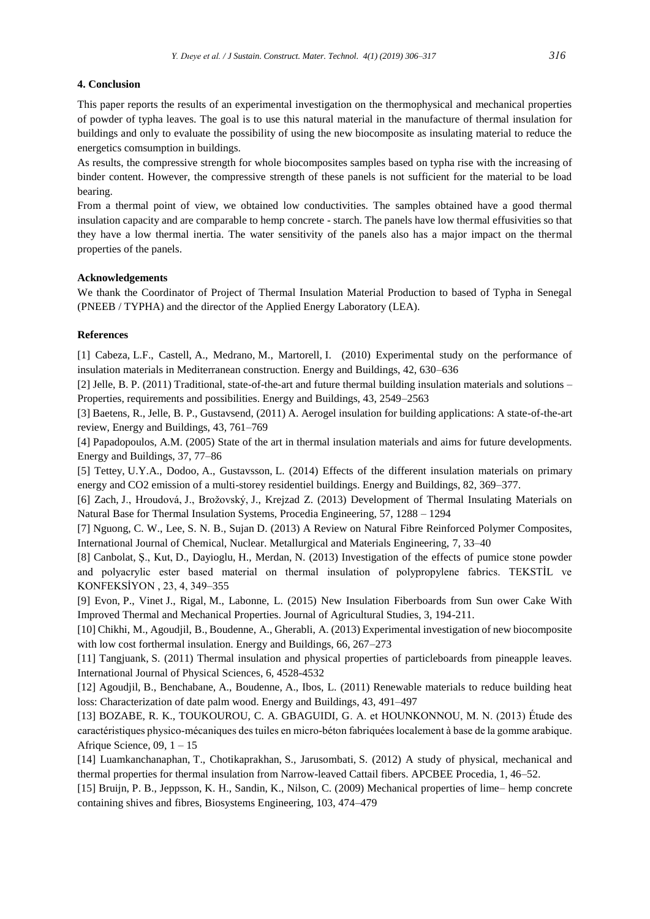## 4. Conclusion

This paper reports the results of an experimental investigation on the thermophysical and mechanical properties of powder of typha leaves. The goal is to use this natural material in the manufacture of thermal insulation for buildings and only to evaluate the possibility of using the new biocomposite as insulating material to reduce the energetics comsumption in buildings.

As results, the compressive strength for whole biocomposites samples based on typha rise with the increasing of binder content. However, the compressive strength of these panels is not sufficient for the material to be load bearing.

From a thermal point of view, we obtained low conductivities. The samples obtained have a good thermal insulation capacity and are comparable to hemp concrete - starch. The panels have low thermal effusivities so that they have a low thermal inertia. The water sensitivity of the panels also has a major impact on the thermal properties of the panels.

### Acknowledgements

We thank the Coordinator of Project of Thermal Insulation Material Production to based of Typha in Senegal (PNEEB / TYPHA) and the director of the Applied Energy Laboratory (LEA).

### References

[1] Cabeza, L.F., Castell, A., Medrano, M., Martorell, I. (2010) Experimental study on the performance of insulation materials in Mediterranean construction. Energy and Buildings, 42, 630–636

[2] Jelle, B. P. (2011) Traditional, state-of-the-art and future thermal building insulation materials and solutions – Properties, requirements and possibilities. Energy and Buildings, 43, 2549–2563

[3] Baetens, R., Jelle, B. P., Gustavsend, (2011) A. Aerogel insulation for building applications: A state-of-the-art review, Energy and Buildings, 43, 761–769

[4] Papadopoulos, A.M. (2005) State of the art in thermal insulation materials and aims for future developments. Energy and Buildings, 37, 77–86

[5] Tettey, U.Y.A., Dodoo, A., Gustavsson, L. (2014) Effects of the different insulation materials on primary energy and CO2 emission of a multi-storey residentiel buildings. Energy and Buildings, 82, 369–377.

[6] Zach, J., Hroudová, J., Brožovský, J., Krejzad Z. (2013) Development of Thermal Insulating Materials on Natural Base for Thermal Insulation Systems, Procedia Engineering, 57, 1288 – 1294

[7] Nguong, C. W., Lee, S. N. B., Sujan D. (2013) A Review on Natural Fibre Reinforced Polymer Composites, International Journal of Chemical, Nuclear. Metallurgical and Materials Engineering, 7, 33–40

[8] Canbolat, Ş., Kut, D., Dayioglu, H., Merdan, N. (2013) Investigation of the effects of pumice stone powder and polyacrylic ester based material on thermal insulation of polypropylene fabrics. TEKSTİL ve KONFEKSİYON , 23, 4, 349–355

[9] Evon, P., Vinet J., Rigal, M., Labonne, L. (2015) New Insulation Fiberboards from Sun ower Cake With Improved Thermal and Mechanical Properties. Journal of Agricultural Studies, 3, 194-211.

[10] Chikhi, M., Agoudjil, B., Boudenne, A., Gherabli, A. (2013) Experimental investigation of new biocomposite with low cost forthermal insulation. Energy and Buildings, 66, 267–273

[11] Tangjuank, S. (2011) Thermal insulation and physical properties of particleboards from pineapple leaves. International Journal of Physical Sciences, 6, 4528-4532

[12] Agoudjil, B., Benchabane, A., Boudenne, A., Ibos, L. (2011) Renewable materials to reduce building heat loss: Characterization of date palm wood. Energy and Buildings, 43, 491–497

[13] BOZABE, R. K., TOUKOUROU, C. A. GBAGUIDI, G. A. et HOUNKONNOU, M. N. (2013) Étude des caractéristiques physico-mécaniques des tuiles en micro-béton fabriquées localement à base de la gomme arabique. Afrique Science, 09, 1 – 15

[14] Luamkanchanaphan, T., Chotikaprakhan, S., Jarusombati, S. (2012) A study of physical, mechanical and thermal properties for thermal insulation from Narrow-leaved Cattail fibers. APCBEE Procedia, 1, 46–52.

[15] Bruijn, P. B., Jeppsson, K. H., Sandin, K., Nilson, C. (2009) Mechanical properties of lime– hemp concrete containing shives and fibres, Biosystems Engineering, 103, 474–479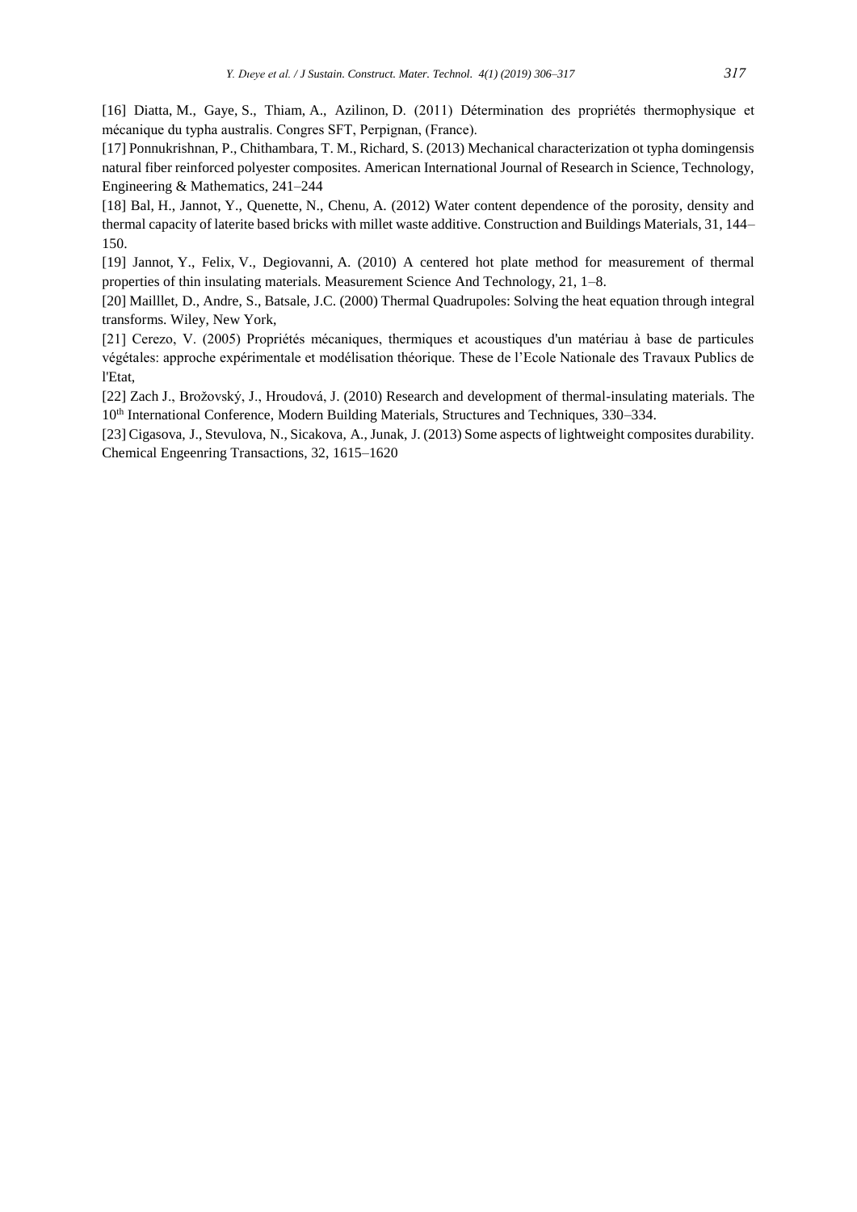[16] Diatta, M., Gaye, S., Thiam, A., Azilinon, D. (2011) Détermination des propriétés thermophysique et mécanique du typha australis. Congres SFT, Perpignan, (France).

[17] Ponnukrishnan, P., Chithambara, T. M., Richard, S. (2013) Mechanical characterization ot typha domingensis natural fiber reinforced polyester composites. American International Journal of Research in Science, Technology, Engineering & Mathematics, 241–244

[18] Bal, H., Jannot, Y., Quenette, N., Chenu, A. (2012) Water content dependence of the porosity, density and thermal capacity of laterite based bricks with millet waste additive. Construction and Buildings Materials, 31, 144–150.

[19] Jannot, Y., Felix, V., Degiovanni, A. (2010) A centered hot plate method for measurement of thermal properties of thin insulating materials. Measurement Science And Technology, 21, 1–8.

[20] Mailllet, D., Andre, S., Batsale, J.C. (2000) Thermal Quadrupoles: Solving the heat equation through integral transforms. Wiley, New York,

[21] Cerezo, V. (2005) Propriétés mécaniques, thermiques et acoustiques d'un matériau à base de particules végétales: approche expérimentale et modélisation théorique. These de l'Ecole Nationale des Travaux Publics de l'Etat,

[22] Zach J., Brožovský, J., Hroudová, J. (2010) Research and development of thermal-insulating materials. The 10th International Conference, Modern Building Materials, Structures and Techniques, 330–334.

[23] Cigasova, J., Stevulova, N., Sicakova, A., Junak, J. (2013) Some aspects of lightweight composites durability. Chemical Engeenring Transactions, 32, 1615–1620